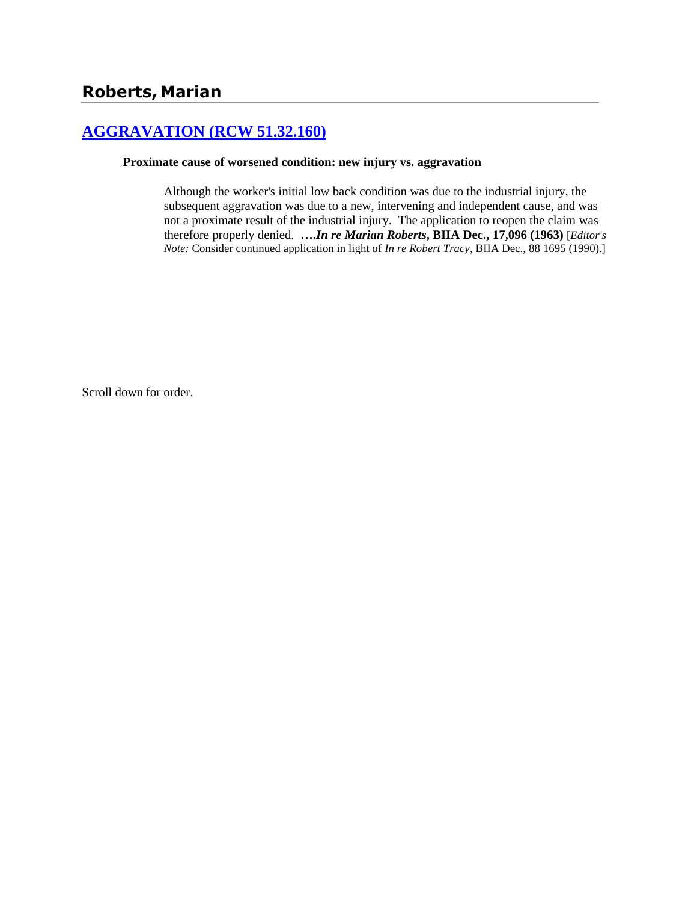## Roberts, Marian

### [AGGRAVATION (RCW 51.32.160)]

**Proximate cause of worsened condition: new injury vs. aggravation**

> Although the worker's initial low back condition was due to the industrial injury, the subsequent aggravation was due to a new, intervening and independent cause, and was not a proximate result of the industrial injury. The application to reopen the claim was therefore properly denied. **….*In re Marian Roberts*, BIIA Dec., 17,096 (1963)** [*Editor's Note:* Consider continued application in light of *In re Robert Tracy*, BIIA Dec., 88 1695 (1990).]

Scroll down for order.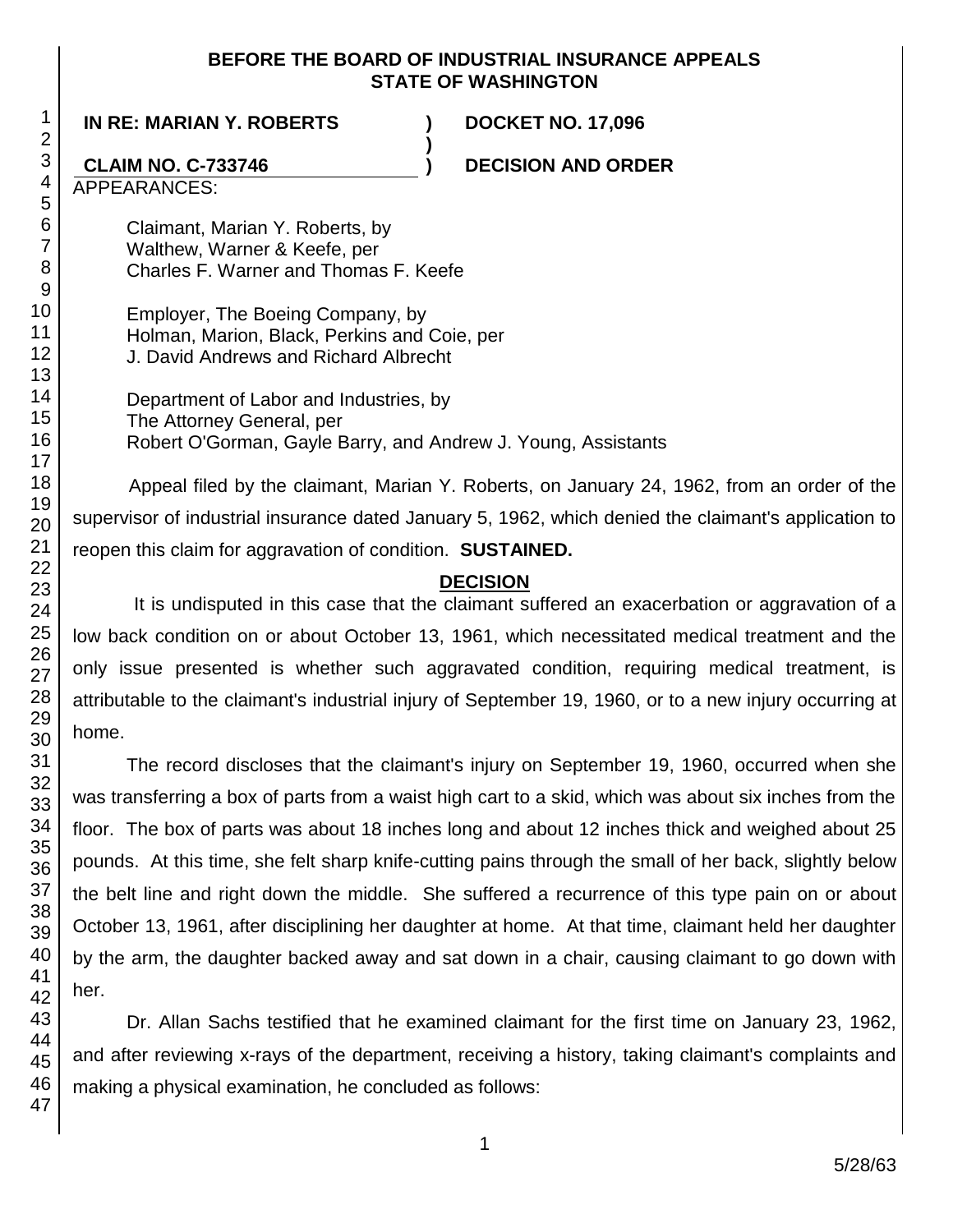**BEFORE THE BOARD OF INDUSTRIAL INSURANCE APPEALS**
**STATE OF WASHINGTON**

| | | |
|---|---|---|
| **IN RE: MARIAN Y. ROBERTS** | **)** | **DOCKET NO. 17,096** |
| | **)** | |
| **CLAIM NO. C-733746** | **)** | **DECISION AND ORDER** |

APPEARANCES:

Claimant, Marian Y. Roberts, by
Walthew, Warner & Keefe, per
Charles F. Warner and Thomas F. Keefe

Employer, The Boeing Company, by
Holman, Marion, Black, Perkins and Coie, per
J. David Andrews and Richard Albrecht

Department of Labor and Industries, by
The Attorney General, per
Robert O'Gorman, Gayle Barry, and Andrew J. Young, Assistants

Appeal filed by the claimant, Marian Y. Roberts, on January 24, 1962, from an order of the supervisor of industrial insurance dated January 5, 1962, which denied the claimant's application to reopen this claim for aggravation of condition. **SUSTAINED.**

## DECISION

It is undisputed in this case that the claimant suffered an exacerbation or aggravation of a low back condition on or about October 13, 1961, which necessitated medical treatment and the only issue presented is whether such aggravated condition, requiring medical treatment, is attributable to the claimant's industrial injury of September 19, 1960, or to a new injury occurring at home.

The record discloses that the claimant's injury on September 19, 1960, occurred when she was transferring a box of parts from a waist high cart to a skid, which was about six inches from the floor. The box of parts was about 18 inches long and about 12 inches thick and weighed about 25 pounds. At this time, she felt sharp knife-cutting pains through the small of her back, slightly below the belt line and right down the middle. She suffered a recurrence of this type pain on or about October 13, 1961, after disciplining her daughter at home. At that time, claimant held her daughter by the arm, the daughter backed away and sat down in a chair, causing claimant to go down with her.

Dr. Allan Sachs testified that he examined claimant for the first time on January 23, 1962, and after reviewing x-rays of the department, receiving a history, taking claimant's complaints and making a physical examination, he concluded as follows: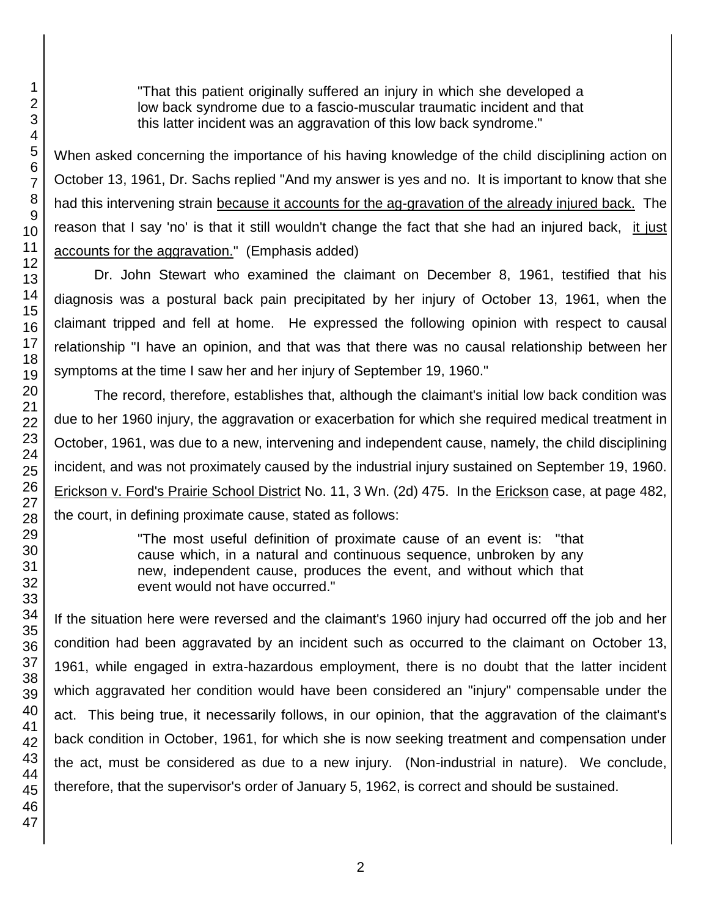> "That this patient originally suffered an injury in which she developed a low back syndrome due to a fascio-muscular traumatic incident and that this latter incident was an aggravation of this low back syndrome."

When asked concerning the importance of his having knowledge of the child disciplining action on October 13, 1961, Dr. Sachs replied "And my answer is yes and no. It is important to know that she had this intervening strain <u>because it accounts for the ag-gravation of the already injured back.</u> The reason that I say 'no' is that it still wouldn't change the fact that she had an injured back, <u>it just accounts for the aggravation.</u>" (Emphasis added)

Dr. John Stewart who examined the claimant on December 8, 1961, testified that his diagnosis was a postural back pain precipitated by her injury of October 13, 1961, when the claimant tripped and fell at home. He expressed the following opinion with respect to causal relationship "I have an opinion, and that was that there was no causal relationship between her symptoms at the time I saw her and her injury of September 19, 1960."

The record, therefore, establishes that, although the claimant's initial low back condition was due to her 1960 injury, the aggravation or exacerbation for which she required medical treatment in October, 1961, was due to a new, intervening and independent cause, namely, the child disciplining incident, and was not proximately caused by the industrial injury sustained on September 19, 1960. <u>Erickson v. Ford's Prairie School District</u> No. 11, 3 Wn. (2d) 475. In the <u>Erickson</u> case, at page 482, the court, in defining proximate cause, stated as follows:

> "The most useful definition of proximate cause of an event is: "that cause which, in a natural and continuous sequence, unbroken by any new, independent cause, produces the event, and without which that event would not have occurred."

If the situation here were reversed and the claimant's 1960 injury had occurred off the job and her condition had been aggravated by an incident such as occurred to the claimant on October 13, 1961, while engaged in extra-hazardous employment, there is no doubt that the latter incident which aggravated her condition would have been considered an "injury" compensable under the act. This being true, it necessarily follows, in our opinion, that the aggravation of the claimant's back condition in October, 1961, for which she is now seeking treatment and compensation under the act, must be considered as due to a new injury. (Non-industrial in nature). We conclude, therefore, that the supervisor's order of January 5, 1962, is correct and should be sustained.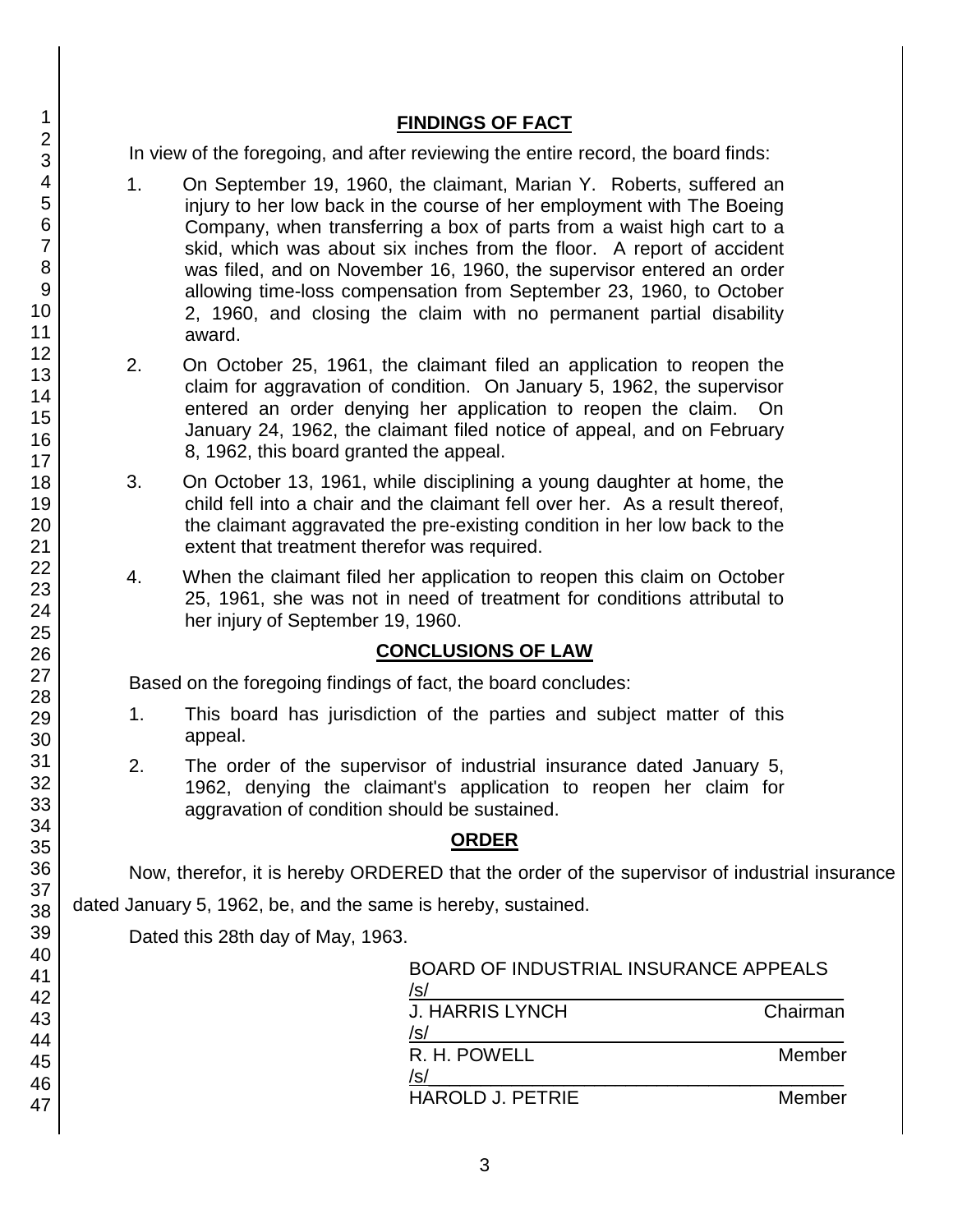## FINDINGS OF FACT

In view of the foregoing, and after reviewing the entire record, the board finds:

1. On September 19, 1960, the claimant, Marian Y. Roberts, suffered an injury to her low back in the course of her employment with The Boeing Company, when transferring a box of parts from a waist high cart to a skid, which was about six inches from the floor. A report of accident was filed, and on November 16, 1960, the supervisor entered an order allowing time-loss compensation from September 23, 1960, to October 2, 1960, and closing the claim with no permanent partial disability award.

2. On October 25, 1961, the claimant filed an application to reopen the claim for aggravation of condition. On January 5, 1962, the supervisor entered an order denying her application to reopen the claim. On January 24, 1962, the claimant filed notice of appeal, and on February 8, 1962, this board granted the appeal.

3. On October 13, 1961, while disciplining a young daughter at home, the child fell into a chair and the claimant fell over her. As a result thereof, the claimant aggravated the pre-existing condition in her low back to the extent that treatment therefor was required.

4. When the claimant filed her application to reopen this claim on October 25, 1961, she was not in need of treatment for conditions attributal to her injury of September 19, 1960.

## CONCLUSIONS OF LAW

Based on the foregoing findings of fact, the board concludes:

1. This board has jurisdiction of the parties and subject matter of this appeal.

2. The order of the supervisor of industrial insurance dated January 5, 1962, denying the claimant's application to reopen her claim for aggravation of condition should be sustained.

## ORDER

Now, therefor, it is hereby ORDERED that the order of the supervisor of industrial insurance dated January 5, 1962, be, and the same is hereby, sustained.

Dated this 28th day of May, 1963.

BOARD OF INDUSTRIAL INSURANCE APPEALS

/s/
J. HARRIS LYNCH Chairman

/s/
R. H. POWELL Member

/s/
HAROLD J. PETRIE Member